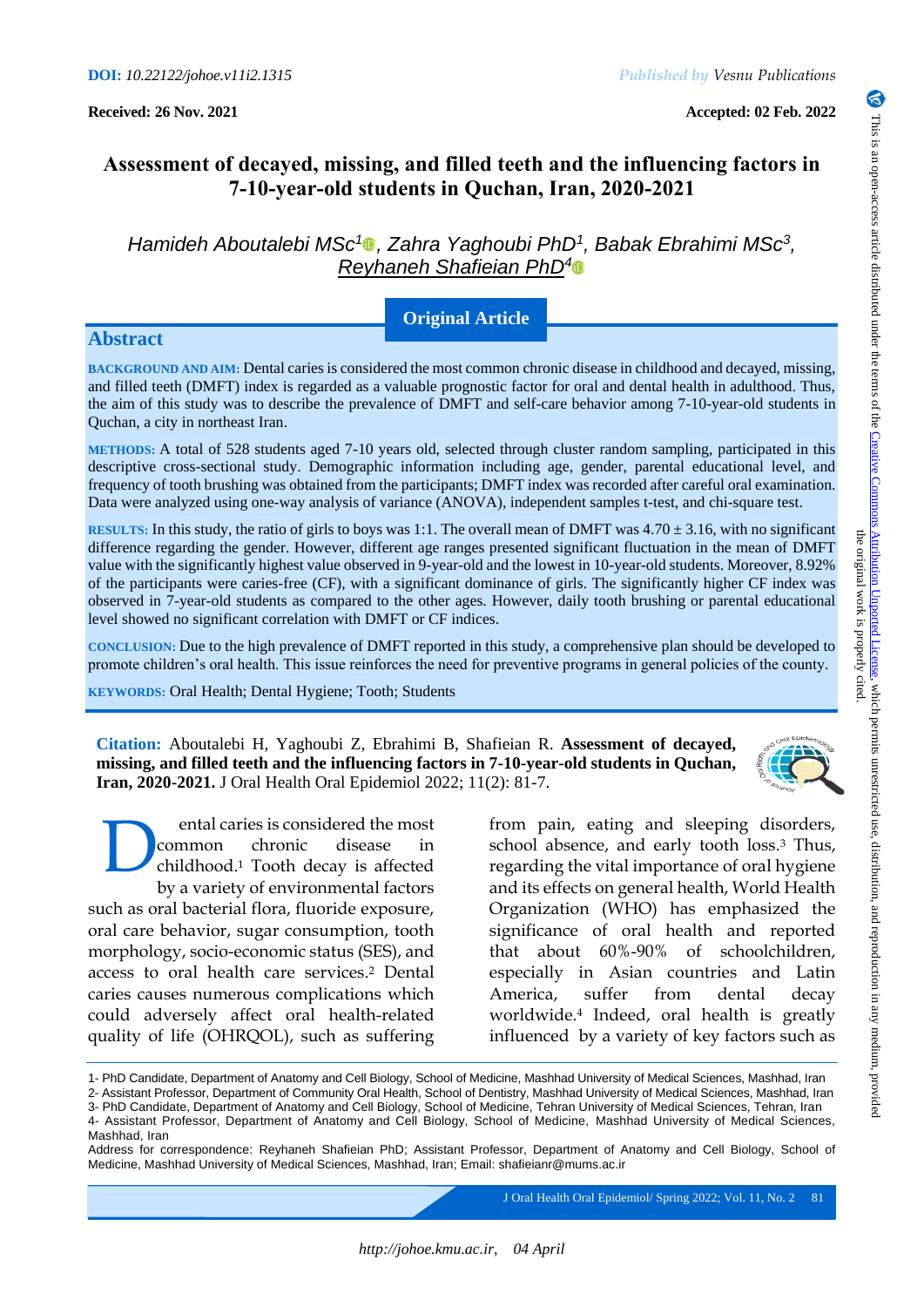**DOI:** *10.22122/johoe.v11i2.1315*

*Published by Vesnu Publications*

**Received: 26 Nov. 2021**

**Accepted: 02 Feb. 2022**

# Assessment of decayed, missing, and filled teeth and the influencing factors in 7-10-year-old students in Quchan, Iran, 2020-2021

*Hamideh Aboutalebi MSc[1], Zahra Yaghoubi PhD[1], Babak Ebrahimi MSc[3], Reyhaneh Shafieian PhD[4]*

**Original Article**

## Abstract

**BACKGROUND AND AIM:** Dental caries is considered the most common chronic disease in childhood and decayed, missing, and filled teeth (DMFT) index is regarded as a valuable prognostic factor for oral and dental health in adulthood. Thus, the aim of this study was to describe the prevalence of DMFT and self-care behavior among 7-10-year-old students in Quchan, a city in northeast Iran.

**METHODS:** A total of 528 students aged 7-10 years old, selected through cluster random sampling, participated in this descriptive cross-sectional study. Demographic information including age, gender, parental educational level, and frequency of tooth brushing was obtained from the participants; DMFT index was recorded after careful oral examination. Data were analyzed using one-way analysis of variance (ANOVA), independent samples t-test, and chi-square test.

**RESULTS:** In this study, the ratio of girls to boys was 1:1. The overall mean of DMFT was 4.70 ± 3.16, with no significant difference regarding the gender. However, different age ranges presented significant fluctuation in the mean of DMFT value with the significantly highest value observed in 9-year-old and the lowest in 10-year-old students. Moreover, 8.92% of the participants were caries-free (CF), with a significant dominance of girls. The significantly higher CF index was observed in 7-year-old students as compared to the other ages. However, daily tooth brushing or parental educational level showed no significant correlation with DMFT or CF indices.

**CONCLUSION:** Due to the high prevalence of DMFT reported in this study, a comprehensive plan should be developed to promote children's oral health. This issue reinforces the need for preventive programs in general policies of the county.

**KEYWORDS:** Oral Health; Dental Hygiene; Tooth; Students

**Citation:** Aboutalebi H, Yaghoubi Z, Ebrahimi B, Shafieian R. **Assessment of decayed, missing, and filled teeth and the influencing factors in 7-10-year-old students in Quchan, Iran, 2020-2021.** J Oral Health Oral Epidemiol 2022; 11(2): 81-7.

Dental caries is considered the most common chronic disease in childhood.[1] Tooth decay is affected by a variety of environmental factors such as oral bacterial flora, fluoride exposure, oral care behavior, sugar consumption, tooth morphology, socio-economic status (SES), and access to oral health care services.[2] Dental caries causes numerous complications which could adversely affect oral health-related quality of life (OHRQOL), such as suffering from pain, eating and sleeping disorders, school absence, and early tooth loss.[3] Thus, regarding the vital importance of oral hygiene and its effects on general health, World Health Organization (WHO) has emphasized the significance of oral health and reported that about 60%-90% of schoolchildren, especially in Asian countries and Latin America, suffer from dental decay worldwide.[4] Indeed, oral health is greatly influenced by a variety of key factors such as

1- PhD Candidate, Department of Anatomy and Cell Biology, School of Medicine, Mashhad University of Medical Sciences, Mashhad, Iran
2- Assistant Professor, Department of Community Oral Health, School of Dentistry, Mashhad University of Medical Sciences, Mashhad, Iran
3- PhD Candidate, Department of Anatomy and Cell Biology, School of Medicine, Tehran University of Medical Sciences, Tehran, Iran
4- Assistant Professor, Department of Anatomy and Cell Biology, School of Medicine, Mashhad University of Medical Sciences, Mashhad, Iran

Address for correspondence: Reyhaneh Shafieian PhD; Assistant Professor, Department of Anatomy and Cell Biology, School of Medicine, Mashhad University of Medical Sciences, Mashhad, Iran; Email: shafieianr@mums.ac.ir

This is an open-access article distributed under the terms of the Creative Commons Attribution Unported License, which permits unrestricted use, distribution, and reproduction in any medium, provided the original work is properly cited.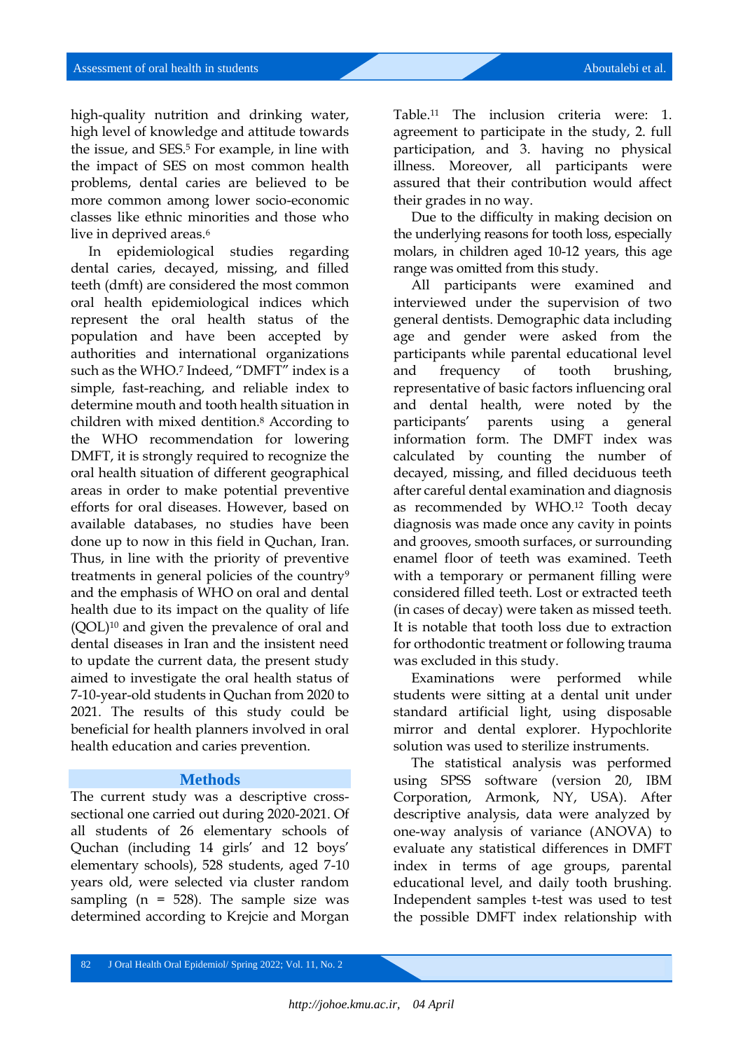high-quality nutrition and drinking water, high level of knowledge and attitude towards the issue, and SES.[5] For example, in line with the impact of SES on most common health problems, dental caries are believed to be more common among lower socio-economic classes like ethnic minorities and those who live in deprived areas.[6]

In epidemiological studies regarding dental caries, decayed, missing, and filled teeth (dmft) are considered the most common oral health epidemiological indices which represent the oral health status of the population and have been accepted by authorities and international organizations such as the WHO.[7] Indeed, "DMFT" index is a simple, fast-reaching, and reliable index to determine mouth and tooth health situation in children with mixed dentition.[8] According to the WHO recommendation for lowering DMFT, it is strongly required to recognize the oral health situation of different geographical areas in order to make potential preventive efforts for oral diseases. However, based on available databases, no studies have been done up to now in this field in Quchan, Iran. Thus, in line with the priority of preventive treatments in general policies of the country[9] and the emphasis of WHO on oral and dental health due to its impact on the quality of life (QOL)[10] and given the prevalence of oral and dental diseases in Iran and the insistent need to update the current data, the present study aimed to investigate the oral health status of 7-10-year-old students in Quchan from 2020 to 2021. The results of this study could be beneficial for health planners involved in oral health education and caries prevention.

## Methods

The current study was a descriptive cross-sectional one carried out during 2020-2021. Of all students of 26 elementary schools of Quchan (including 14 girls' and 12 boys' elementary schools), 528 students, aged 7-10 years old, were selected via cluster random sampling (n = 528). The sample size was determined according to Krejcie and Morgan Table.[11] The inclusion criteria were: 1. agreement to participate in the study, 2. full participation, and 3. having no physical illness. Moreover, all participants were assured that their contribution would affect their grades in no way.

Due to the difficulty in making decision on the underlying reasons for tooth loss, especially molars, in children aged 10-12 years, this age range was omitted from this study.

All participants were examined and interviewed under the supervision of two general dentists. Demographic data including age and gender were asked from the participants while parental educational level and frequency of tooth brushing, representative of basic factors influencing oral and dental health, were noted by the participants' parents using a general information form. The DMFT index was calculated by counting the number of decayed, missing, and filled deciduous teeth after careful dental examination and diagnosis as recommended by WHO.[12] Tooth decay diagnosis was made once any cavity in points and grooves, smooth surfaces, or surrounding enamel floor of teeth was examined. Teeth with a temporary or permanent filling were considered filled teeth. Lost or extracted teeth (in cases of decay) were taken as missed teeth. It is notable that tooth loss due to extraction for orthodontic treatment or following trauma was excluded in this study.

Examinations were performed while students were sitting at a dental unit under standard artificial light, using disposable mirror and dental explorer. Hypochlorite solution was used to sterilize instruments.

The statistical analysis was performed using SPSS software (version 20, IBM Corporation, Armonk, NY, USA). After descriptive analysis, data were analyzed by one-way analysis of variance (ANOVA) to evaluate any statistical differences in DMFT index in terms of age groups, parental educational level, and daily tooth brushing. Independent samples t-test was used to test the possible DMFT index relationship with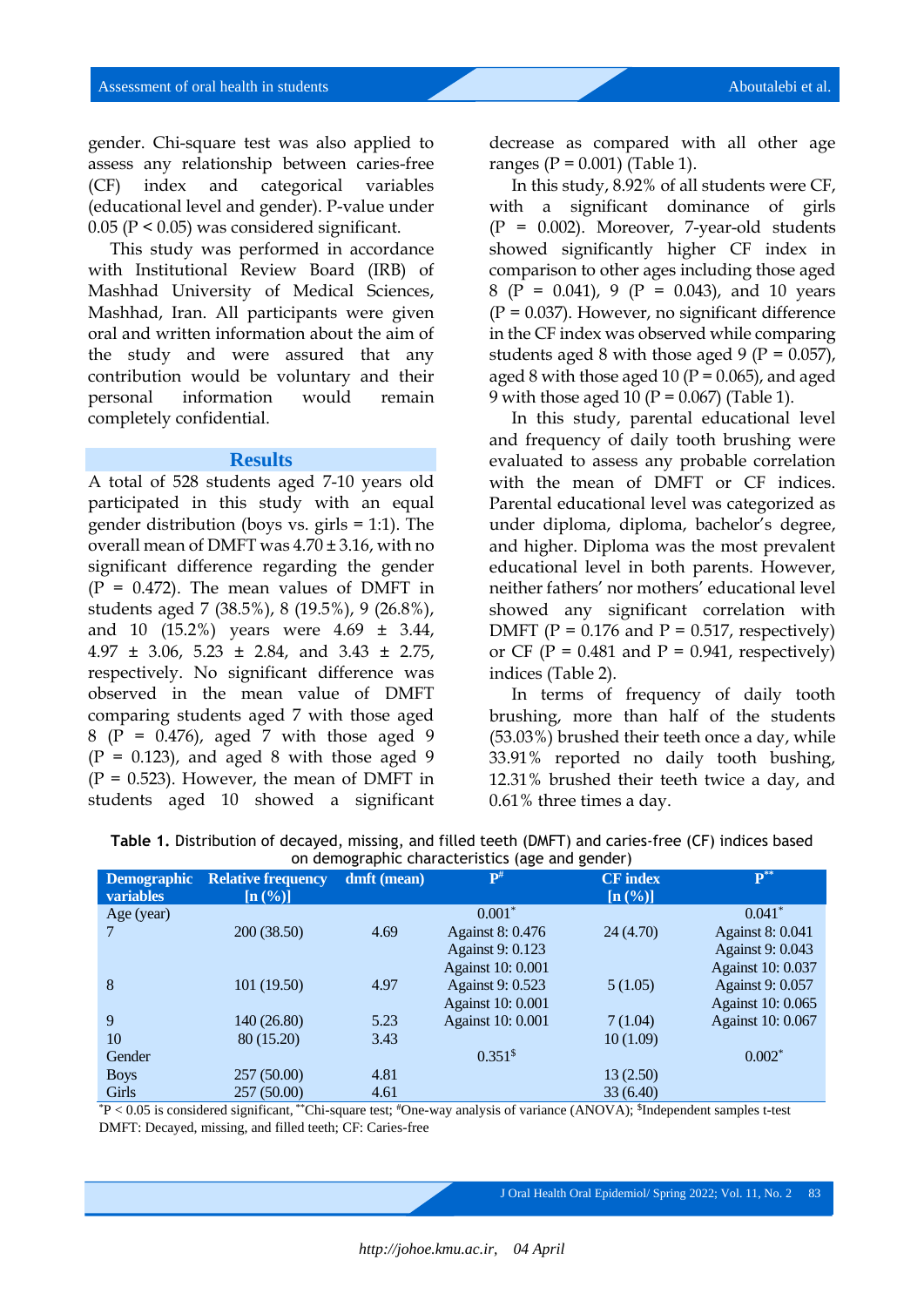gender. Chi-square test was also applied to assess any relationship between caries-free (CF) index and categorical variables (educational level and gender). P-value under 0.05 (P < 0.05) was considered significant.

This study was performed in accordance with Institutional Review Board (IRB) of Mashhad University of Medical Sciences, Mashhad, Iran. All participants were given oral and written information about the aim of the study and were assured that any contribution would be voluntary and their personal information would remain completely confidential.

## Results

A total of 528 students aged 7-10 years old participated in this study with an equal gender distribution (boys vs. girls = 1:1). The overall mean of DMFT was 4.70 ± 3.16, with no significant difference regarding the gender (P = 0.472). The mean values of DMFT in students aged 7 (38.5%), 8 (19.5%), 9 (26.8%), and 10 (15.2%) years were 4.69 ± 3.44, 4.97 ± 3.06, 5.23 ± 2.84, and 3.43 ± 2.75, respectively. No significant difference was observed in the mean value of DMFT comparing students aged 7 with those aged 8 (P = 0.476), aged 7 with those aged 9 (P = 0.123), and aged 8 with those aged 9 (P = 0.523). However, the mean of DMFT in students aged 10 showed a significant decrease as compared with all other age ranges (P = 0.001) (Table 1).

In this study, 8.92% of all students were CF, with a significant dominance of girls (P = 0.002). Moreover, 7-year-old students showed significantly higher CF index in comparison to other ages including those aged 8 (P = 0.041), 9 (P = 0.043), and 10 years (P = 0.037). However, no significant difference in the CF index was observed while comparing students aged 8 with those aged 9 (P = 0.057), aged 8 with those aged 10 (P = 0.065), and aged 9 with those aged 10 (P = 0.067) (Table 1).

In this study, parental educational level and frequency of daily tooth brushing were evaluated to assess any probable correlation with the mean of DMFT or CF indices. Parental educational level was categorized as under diploma, diploma, bachelor's degree, and higher. Diploma was the most prevalent educational level in both parents. However, neither fathers' nor mothers' educational level showed any significant correlation with DMFT (P = 0.176 and P = 0.517, respectively) or CF (P = 0.481 and P = 0.941, respectively) indices (Table 2).

In terms of frequency of daily tooth brushing, more than half of the students (53.03%) brushed their teeth once a day, while 33.91% reported no daily tooth bushing, 12.31% brushed their teeth twice a day, and 0.61% three times a day.

**Table 1.** Distribution of decayed, missing, and filled teeth (DMFT) and caries-free (CF) indices based on demographic characteristics (age and gender)

| Demographic variables | Relative frequency [n (%)] | dmft (mean) | P[#] | CF index [n (%)] | P[**] |
|---|---|---|---|---|---|
| Age (year) | | | 0.001[*] | | 0.041[*] |
| 7 | 200 (38.50) | 4.69 | Against 8: 0.476<br>Against 9: 0.123<br>Against 10: 0.001 | 24 (4.70) | Against 8: 0.041<br>Against 9: 0.043<br>Against 10: 0.037 |
| 8 | 101 (19.50) | 4.97 | Against 9: 0.523<br>Against 10: 0.001 | 5 (1.05) | Against 9: 0.057<br>Against 10: 0.065 |
| 9 | 140 (26.80) | 5.23 | Against 10: 0.001 | 7 (1.04) | Against 10: 0.067 |
| 10 | 80 (15.20) | 3.43 | | 10 (1.09) | |
| Gender | | | 0.351[$] | | 0.002[*] |
| Boys | 257 (50.00) | 4.81 | | 13 (2.50) | |
| Girls | 257 (50.00) | 4.61 | | 33 (6.40) | |

[*]P < 0.05 is considered significant, [**]Chi-square test; [#]One-way analysis of variance (ANOVA); [$]Independent samples t-test
DMFT: Decayed, missing, and filled teeth; CF: Caries-free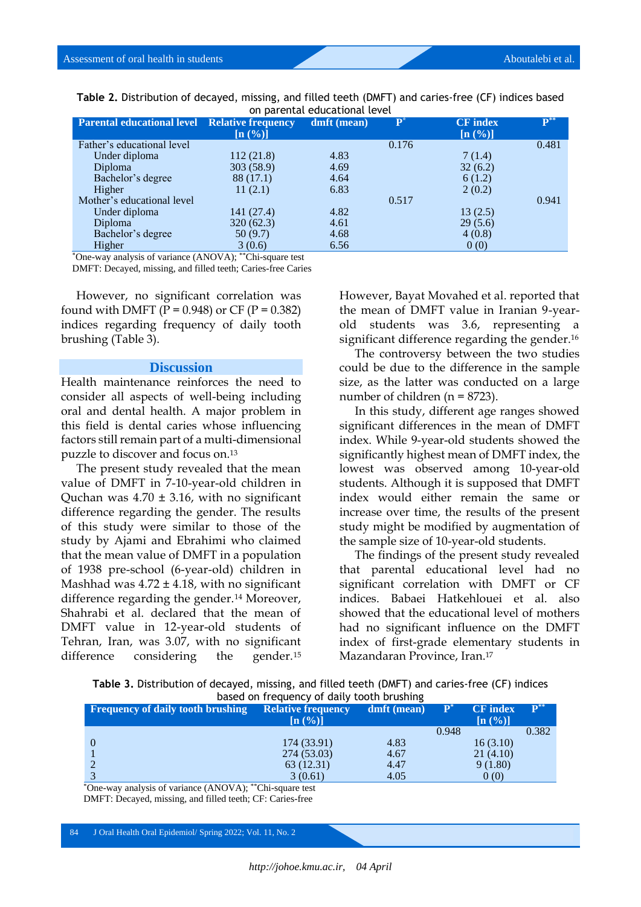**Table 2.** Distribution of decayed, missing, and filled teeth (DMFT) and caries-free (CF) indices based on parental educational level

| Parental educational level | Relative frequency [n (%)] | dmft (mean) | P* | CF index [n (%)] | P** |
|---|---|---|---|---|---|
| Father's educational level | | | 0.176 | | 0.481 |
| Under diploma | 112 (21.8) | 4.83 | | 7 (1.4) | |
| Diploma | 303 (58.9) | 4.69 | | 32 (6.2) | |
| Bachelor's degree | 88 (17.1) | 4.64 | | 6 (1.2) | |
| Higher | 11 (2.1) | 6.83 | | 2 (0.2) | |
| Mother's educational level | | | 0.517 | | 0.941 |
| Under diploma | 141 (27.4) | 4.82 | | 13 (2.5) | |
| Diploma | 320 (62.3) | 4.61 | | 29 (5.6) | |
| Bachelor's degree | 50 (9.7) | 4.68 | | 4 (0.8) | |
| Higher | 3 (0.6) | 6.56 | | 0 (0) | |

*One-way analysis of variance (ANOVA); **Chi-square test
DMFT: Decayed, missing, and filled teeth; Caries-free Caries

However, no significant correlation was found with DMFT (P = 0.948) or CF (P = 0.382) indices regarding frequency of daily tooth brushing (Table 3).

## Discussion

Health maintenance reinforces the need to consider all aspects of well-being including oral and dental health. A major problem in this field is dental caries whose influencing factors still remain part of a multi-dimensional puzzle to discover and focus on.[13]

The present study revealed that the mean value of DMFT in 7-10-year-old children in Quchan was 4.70 ± 3.16, with no significant difference regarding the gender. The results of this study were similar to those of the study by Ajami and Ebrahimi who claimed that the mean value of DMFT in a population of 1938 pre-school (6-year-old) children in Mashhad was 4.72 ± 4.18, with no significant difference regarding the gender.[14] Moreover, Shahrabi et al. declared that the mean of DMFT value in 12-year-old students of Tehran, Iran, was 3.07, with no significant difference considering the gender.[15] However, Bayat Movahed et al. reported that the mean of DMFT value in Iranian 9-year-old students was 3.6, representing a significant difference regarding the gender.[16]

The controversy between the two studies could be due to the difference in the sample size, as the latter was conducted on a large number of children (n = 8723).

In this study, different age ranges showed significant differences in the mean of DMFT index. While 9-year-old students showed the significantly highest mean of DMFT index, the lowest was observed among 10-year-old students. Although it is supposed that DMFT index would either remain the same or increase over time, the results of the present study might be modified by augmentation of the sample size of 10-year-old students.

The findings of the present study revealed that parental educational level had no significant correlation with DMFT or CF indices. Babaei Hatkehlouei et al. also showed that the educational level of mothers had no significant influence on the DMFT index of first-grade elementary students in Mazandaran Province, Iran.[17]

**Table 3.** Distribution of decayed, missing, and filled teeth (DMFT) and caries-free (CF) indices based on frequency of daily tooth brushing

| Frequency of daily tooth brushing | Relative frequency [n (%)] | dmft (mean) | P* | CF index [n (%)] | P** |
|---|---|---|---|---|---|
| | | | 0.948 | | 0.382 |
| 0 | 174 (33.91) | 4.83 | | 16 (3.10) | |
| 1 | 274 (53.03) | 4.67 | | 21 (4.10) | |
| 2 | 63 (12.31) | 4.47 | | 9 (1.80) | |
| 3 | 3 (0.61) | 4.05 | | 0 (0) | |

*One-way analysis of variance (ANOVA); **Chi-square test
DMFT: Decayed, missing, and filled teeth; CF: Caries-free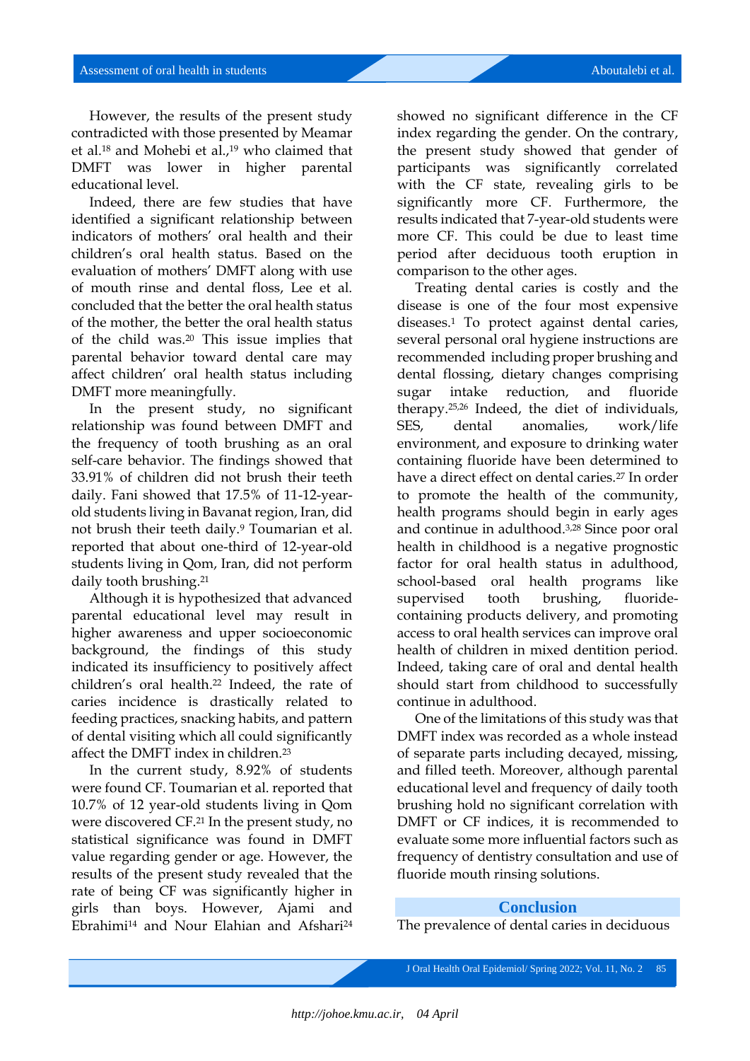However, the results of the present study contradicted with those presented by Meamar et al.[18] and Mohebi et al.,[19] who claimed that DMFT was lower in higher parental educational level.

Indeed, there are few studies that have identified a significant relationship between indicators of mothers' oral health and their children's oral health status. Based on the evaluation of mothers' DMFT along with use of mouth rinse and dental floss, Lee et al. concluded that the better the oral health status of the mother, the better the oral health status of the child was.[20] This issue implies that parental behavior toward dental care may affect children' oral health status including DMFT more meaningfully.

In the present study, no significant relationship was found between DMFT and the frequency of tooth brushing as an oral self-care behavior. The findings showed that 33.91% of children did not brush their teeth daily. Fani showed that 17.5% of 11-12-year-old students living in Bavanat region, Iran, did not brush their teeth daily.[9] Toumarian et al. reported that about one-third of 12-year-old students living in Qom, Iran, did not perform daily tooth brushing.[21]

Although it is hypothesized that advanced parental educational level may result in higher awareness and upper socioeconomic background, the findings of this study indicated its insufficiency to positively affect children's oral health.[22] Indeed, the rate of caries incidence is drastically related to feeding practices, snacking habits, and pattern of dental visiting which all could significantly affect the DMFT index in children.[23]

In the current study, 8.92% of students were found CF. Toumarian et al. reported that 10.7% of 12 year-old students living in Qom were discovered CF.[21] In the present study, no statistical significance was found in DMFT value regarding gender or age. However, the results of the present study revealed that the rate of being CF was significantly higher in girls than boys. However, Ajami and Ebrahimi[14] and Nour Elahian and Afshari[24] showed no significant difference in the CF index regarding the gender. On the contrary, the present study showed that gender of participants was significantly correlated with the CF state, revealing girls to be significantly more CF. Furthermore, the results indicated that 7-year-old students were more CF. This could be due to least time period after deciduous tooth eruption in comparison to the other ages.

Treating dental caries is costly and the disease is one of the four most expensive diseases.[1] To protect against dental caries, several personal oral hygiene instructions are recommended including proper brushing and dental flossing, dietary changes comprising sugar intake reduction, and fluoride therapy.[25,26] Indeed, the diet of individuals, SES, dental anomalies, work/life environment, and exposure to drinking water containing fluoride have been determined to have a direct effect on dental caries.[27] In order to promote the health of the community, health programs should begin in early ages and continue in adulthood.[3,28] Since poor oral health in childhood is a negative prognostic factor for oral health status in adulthood, school-based oral health programs like supervised tooth brushing, fluoride-containing products delivery, and promoting access to oral health services can improve oral health of children in mixed dentition period. Indeed, taking care of oral and dental health should start from childhood to successfully continue in adulthood.

One of the limitations of this study was that DMFT index was recorded as a whole instead of separate parts including decayed, missing, and filled teeth. Moreover, although parental educational level and frequency of daily tooth brushing hold no significant correlation with DMFT or CF indices, it is recommended to evaluate some more influential factors such as frequency of dentistry consultation and use of fluoride mouth rinsing solutions.

## Conclusion

The prevalence of dental caries in deciduous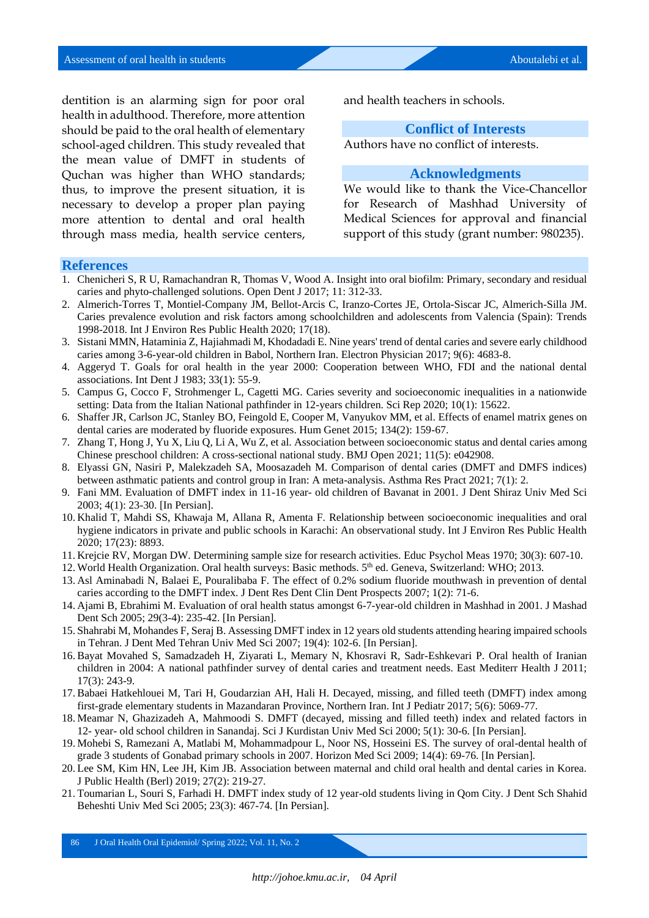dentition is an alarming sign for poor oral health in adulthood. Therefore, more attention should be paid to the oral health of elementary school-aged children. This study revealed that the mean value of DMFT in students of Quchan was higher than WHO standards; thus, to improve the present situation, it is necessary to develop a proper plan paying more attention to dental and oral health through mass media, health service centers, and health teachers in schools.

## Conflict of Interests

Authors have no conflict of interests.

## Acknowledgments

We would like to thank the Vice-Chancellor for Research of Mashhad University of Medical Sciences for approval and financial support of this study (grant number: 980235).

## References

1. Chenicheri S, R U, Ramachandran R, Thomas V, Wood A. Insight into oral biofilm: Primary, secondary and residual caries and phyto-challenged solutions. Open Dent J 2017; 11: 312-33.
2. Almerich-Torres T, Montiel-Company JM, Bellot-Arcis C, Iranzo-Cortes JE, Ortola-Siscar JC, Almerich-Silla JM. Caries prevalence evolution and risk factors among schoolchildren and adolescents from Valencia (Spain): Trends 1998-2018. Int J Environ Res Public Health 2020; 17(18).
3. Sistani MMN, Hataminia Z, Hajiahmadi M, Khodadadi E. Nine years' trend of dental caries and severe early childhood caries among 3-6-year-old children in Babol, Northern Iran. Electron Physician 2017; 9(6): 4683-8.
4. Aggeryd T. Goals for oral health in the year 2000: Cooperation between WHO, FDI and the national dental associations. Int Dent J 1983; 33(1): 55-9.
5. Campus G, Cocco F, Strohmenger L, Cagetti MG. Caries severity and socioeconomic inequalities in a nationwide setting: Data from the Italian National pathfinder in 12-years children. Sci Rep 2020; 10(1): 15622.
6. Shaffer JR, Carlson JC, Stanley BO, Feingold E, Cooper M, Vanyukov MM, et al. Effects of enamel matrix genes on dental caries are moderated by fluoride exposures. Hum Genet 2015; 134(2): 159-67.
7. Zhang T, Hong J, Yu X, Liu Q, Li A, Wu Z, et al. Association between socioeconomic status and dental caries among Chinese preschool children: A cross-sectional national study. BMJ Open 2021; 11(5): e042908.
8. Elyassi GN, Nasiri P, Malekzadeh SA, Moosazadeh M. Comparison of dental caries (DMFT and DMFS indices) between asthmatic patients and control group in Iran: A meta-analysis. Asthma Res Pract 2021; 7(1): 2.
9. Fani MM. Evaluation of DMFT index in 11-16 year- old children of Bavanat in 2001. J Dent Shiraz Univ Med Sci 2003; 4(1): 23-30. [In Persian].
10. Khalid T, Mahdi SS, Khawaja M, Allana R, Amenta F. Relationship between socioeconomic inequalities and oral hygiene indicators in private and public schools in Karachi: An observational study. Int J Environ Res Public Health 2020; 17(23): 8893.
11. Krejcie RV, Morgan DW. Determining sample size for research activities. Educ Psychol Meas 1970; 30(3): 607-10.
12. World Health Organization. Oral health surveys: Basic methods. 5th ed. Geneva, Switzerland: WHO; 2013.
13. Asl Aminabadi N, Balaei E, Pouralibaba F. The effect of 0.2% sodium fluoride mouthwash in prevention of dental caries according to the DMFT index. J Dent Res Dent Clin Dent Prospects 2007; 1(2): 71-6.
14. Ajami B, Ebrahimi M. Evaluation of oral health status amongst 6-7-year-old children in Mashhad in 2001. J Mashad Dent Sch 2005; 29(3-4): 235-42. [In Persian].
15. Shahrabi M, Mohandes F, Seraj B. Assessing DMFT index in 12 years old students attending hearing impaired schools in Tehran. J Dent Med Tehran Univ Med Sci 2007; 19(4): 102-6. [In Persian].
16. Bayat Movahed S, Samadzadeh H, Ziyarati L, Memary N, Khosravi R, Sadr-Eshkevari P. Oral health of Iranian children in 2004: A national pathfinder survey of dental caries and treatment needs. East Mediterr Health J 2011; 17(3): 243-9.
17. Babaei Hatkehlouei M, Tari H, Goudarzian AH, Hali H. Decayed, missing, and filled teeth (DMFT) index among first-grade elementary students in Mazandaran Province, Northern Iran. Int J Pediatr 2017; 5(6): 5069-77.
18. Meamar N, Ghazizadeh A, Mahmoodi S. DMFT (decayed, missing and filled teeth) index and related factors in 12- year- old school children in Sanandaj. Sci J Kurdistan Univ Med Sci 2000; 5(1): 30-6. [In Persian].
19. Mohebi S, Ramezani A, Matlabi M, Mohammadpour L, Noor NS, Hosseini ES. The survey of oral-dental health of grade 3 students of Gonabad primary schools in 2007. Horizon Med Sci 2009; 14(4): 69-76. [In Persian].
20. Lee SM, Kim HN, Lee JH, Kim JB. Association between maternal and child oral health and dental caries in Korea. J Public Health (Berl) 2019; 27(2): 219-27.
21. Toumarian L, Souri S, Farhadi H. DMFT index study of 12 year-old students living in Qom City. J Dent Sch Shahid Beheshti Univ Med Sci 2005; 23(3): 467-74. [In Persian].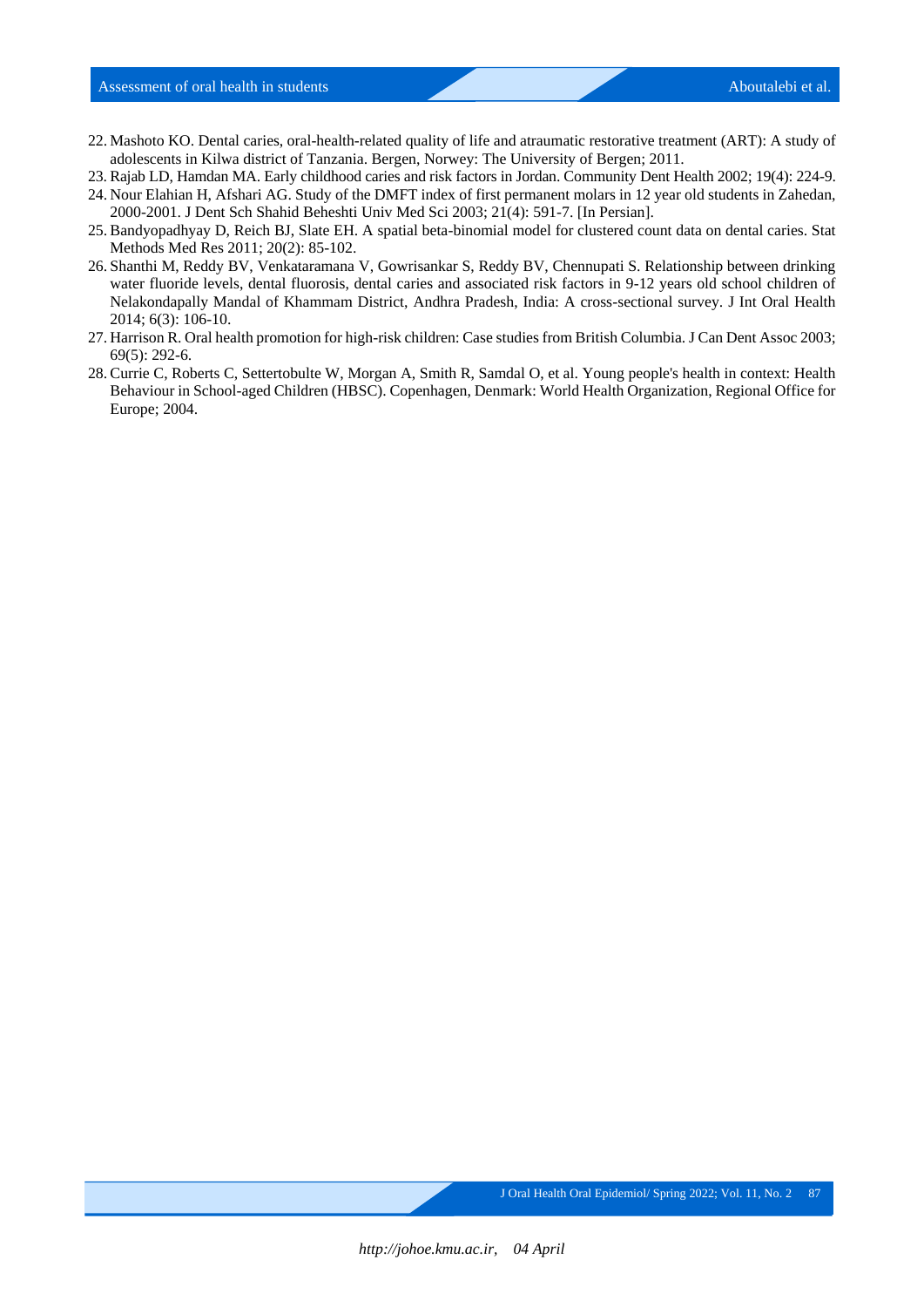22. Mashoto KO. Dental caries, oral-health-related quality of life and atraumatic restorative treatment (ART): A study of adolescents in Kilwa district of Tanzania. Bergen, Norway: The University of Bergen; 2011.
23. Rajab LD, Hamdan MA. Early childhood caries and risk factors in Jordan. Community Dent Health 2002; 19(4): 224-9.
24. Nour Elahian H, Afshari AG. Study of the DMFT index of first permanent molars in 12 year old students in Zahedan, 2000-2001. J Dent Sch Shahid Beheshti Univ Med Sci 2003; 21(4): 591-7. [In Persian].
25. Bandyopadhyay D, Reich BJ, Slate EH. A spatial beta-binomial model for clustered count data on dental caries. Stat Methods Med Res 2011; 20(2): 85-102.
26. Shanthi M, Reddy BV, Venkataramana V, Gowrisankar S, Reddy BV, Chennupati S. Relationship between drinking water fluoride levels, dental fluorosis, dental caries and associated risk factors in 9-12 years old school children of Nelakondapally Mandal of Khammam District, Andhra Pradesh, India: A cross-sectional survey. J Int Oral Health 2014; 6(3): 106-10.
27. Harrison R. Oral health promotion for high-risk children: Case studies from British Columbia. J Can Dent Assoc 2003; 69(5): 292-6.
28. Currie C, Roberts C, Settertobulte W, Morgan A, Smith R, Samdal O, et al. Young people's health in context: Health Behaviour in School-aged Children (HBSC). Copenhagen, Denmark: World Health Organization, Regional Office for Europe; 2004.